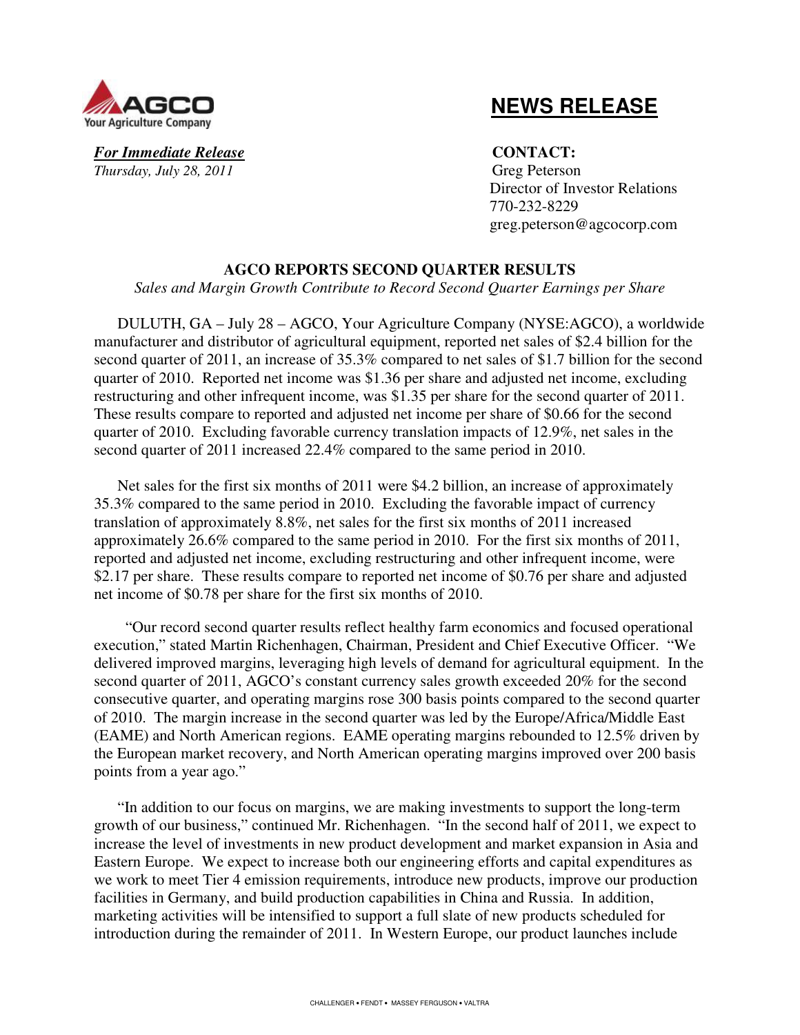AGCO
Your Agriculture Company

# NEWS RELEASE

***For Immediate Release***
*Thursday, July 28, 2011*

**CONTACT:**
Greg Peterson
Director of Investor Relations
770-232-8229
greg.peterson@agcocorp.com

## AGCO REPORTS SECOND QUARTER RESULTS

*Sales and Margin Growth Contribute to Record Second Quarter Earnings per Share*

DULUTH, GA – July 28 – AGCO, Your Agriculture Company (NYSE:AGCO), a worldwide manufacturer and distributor of agricultural equipment, reported net sales of $2.4 billion for the second quarter of 2011, an increase of 35.3% compared to net sales of $1.7 billion for the second quarter of 2010. Reported net income was $1.36 per share and adjusted net income, excluding restructuring and other infrequent income, was $1.35 per share for the second quarter of 2011. These results compare to reported and adjusted net income per share of $0.66 for the second quarter of 2010. Excluding favorable currency translation impacts of 12.9%, net sales in the second quarter of 2011 increased 22.4% compared to the same period in 2010.

Net sales for the first six months of 2011 were $4.2 billion, an increase of approximately 35.3% compared to the same period in 2010. Excluding the favorable impact of currency translation of approximately 8.8%, net sales for the first six months of 2011 increased approximately 26.6% compared to the same period in 2010. For the first six months of 2011, reported and adjusted net income, excluding restructuring and other infrequent income, were $2.17 per share. These results compare to reported net income of $0.76 per share and adjusted net income of $0.78 per share for the first six months of 2010.

"Our record second quarter results reflect healthy farm economics and focused operational execution," stated Martin Richenhagen, Chairman, President and Chief Executive Officer. "We delivered improved margins, leveraging high levels of demand for agricultural equipment. In the second quarter of 2011, AGCO's constant currency sales growth exceeded 20% for the second consecutive quarter, and operating margins rose 300 basis points compared to the second quarter of 2010. The margin increase in the second quarter was led by the Europe/Africa/Middle East (EAME) and North American regions. EAME operating margins rebounded to 12.5% driven by the European market recovery, and North American operating margins improved over 200 basis points from a year ago."

"In addition to our focus on margins, we are making investments to support the long-term growth of our business," continued Mr. Richenhagen. "In the second half of 2011, we expect to increase the level of investments in new product development and market expansion in Asia and Eastern Europe. We expect to increase both our engineering efforts and capital expenditures as we work to meet Tier 4 emission requirements, introduce new products, improve our production facilities in Germany, and build production capabilities in China and Russia. In addition, marketing activities will be intensified to support a full slate of new products scheduled for introduction during the remainder of 2011. In Western Europe, our product launches include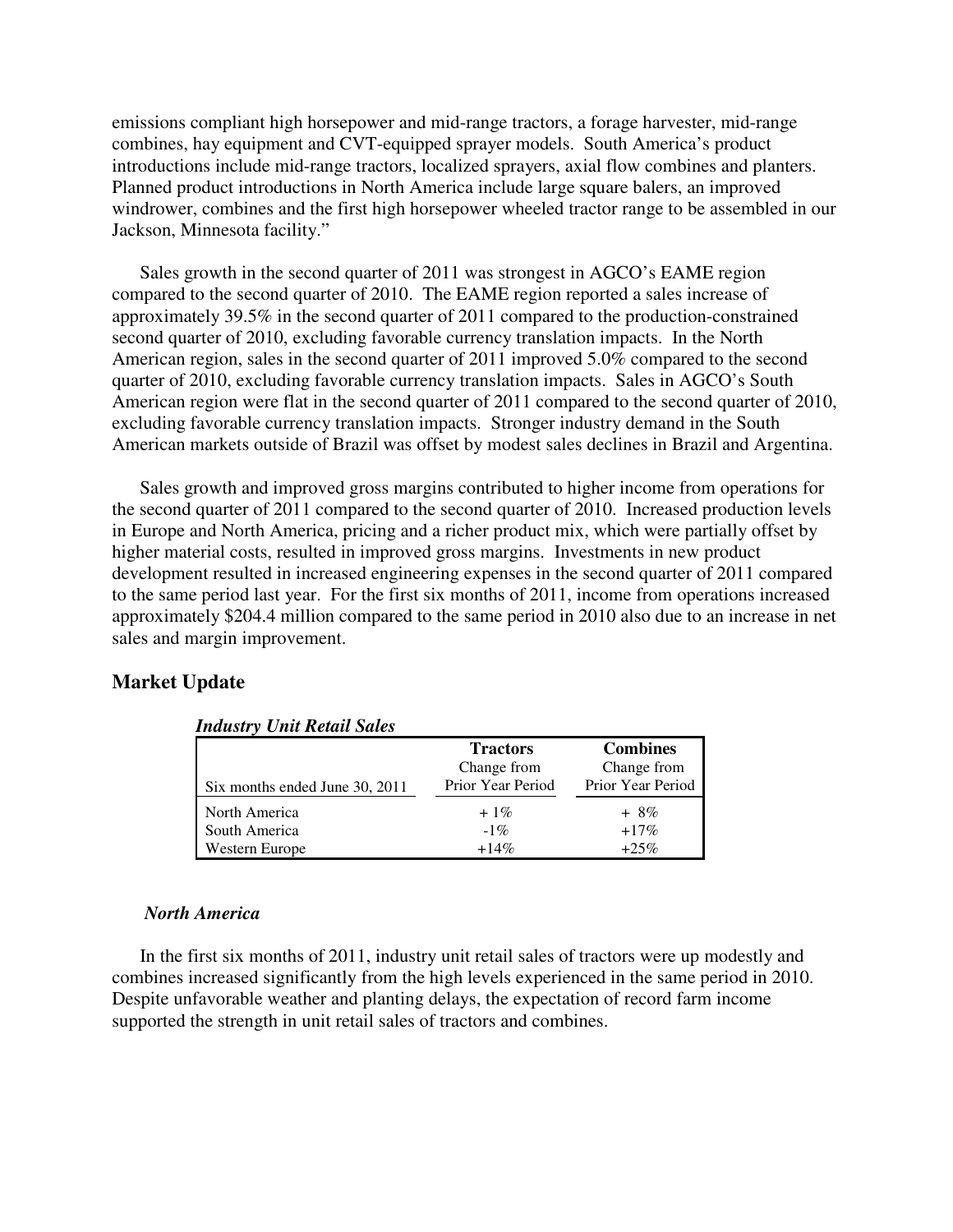emissions compliant high horsepower and mid-range tractors, a forage harvester, mid-range combines, hay equipment and CVT-equipped sprayer models. South America's product introductions include mid-range tractors, localized sprayers, axial flow combines and planters. Planned product introductions in North America include large square balers, an improved windrower, combines and the first high horsepower wheeled tractor range to be assembled in our Jackson, Minnesota facility."

Sales growth in the second quarter of 2011 was strongest in AGCO's EAME region compared to the second quarter of 2010. The EAME region reported a sales increase of approximately 39.5% in the second quarter of 2011 compared to the production-constrained second quarter of 2010, excluding favorable currency translation impacts. In the North American region, sales in the second quarter of 2011 improved 5.0% compared to the second quarter of 2010, excluding favorable currency translation impacts. Sales in AGCO's South American region were flat in the second quarter of 2011 compared to the second quarter of 2010, excluding favorable currency translation impacts. Stronger industry demand in the South American markets outside of Brazil was offset by modest sales declines in Brazil and Argentina.

Sales growth and improved gross margins contributed to higher income from operations for the second quarter of 2011 compared to the second quarter of 2010. Increased production levels in Europe and North America, pricing and a richer product mix, which were partially offset by higher material costs, resulted in improved gross margins. Investments in new product development resulted in increased engineering expenses in the second quarter of 2011 compared to the same period last year. For the first six months of 2011, income from operations increased approximately $204.4 million compared to the same period in 2010 also due to an increase in net sales and margin improvement.

## Market Update

***Industry Unit Retail Sales***

| Six months ended June 30, 2011 | **Tractors** Change from Prior Year Period | **Combines** Change from Prior Year Period |
|---|---|---|
| North America | + 1% | + 8% |
| South America | -1% | +17% |
| Western Europe | +14% | +25% |

### *North America*

In the first six months of 2011, industry unit retail sales of tractors were up modestly and combines increased significantly from the high levels experienced in the same period in 2010. Despite unfavorable weather and planting delays, the expectation of record farm income supported the strength in unit retail sales of tractors and combines.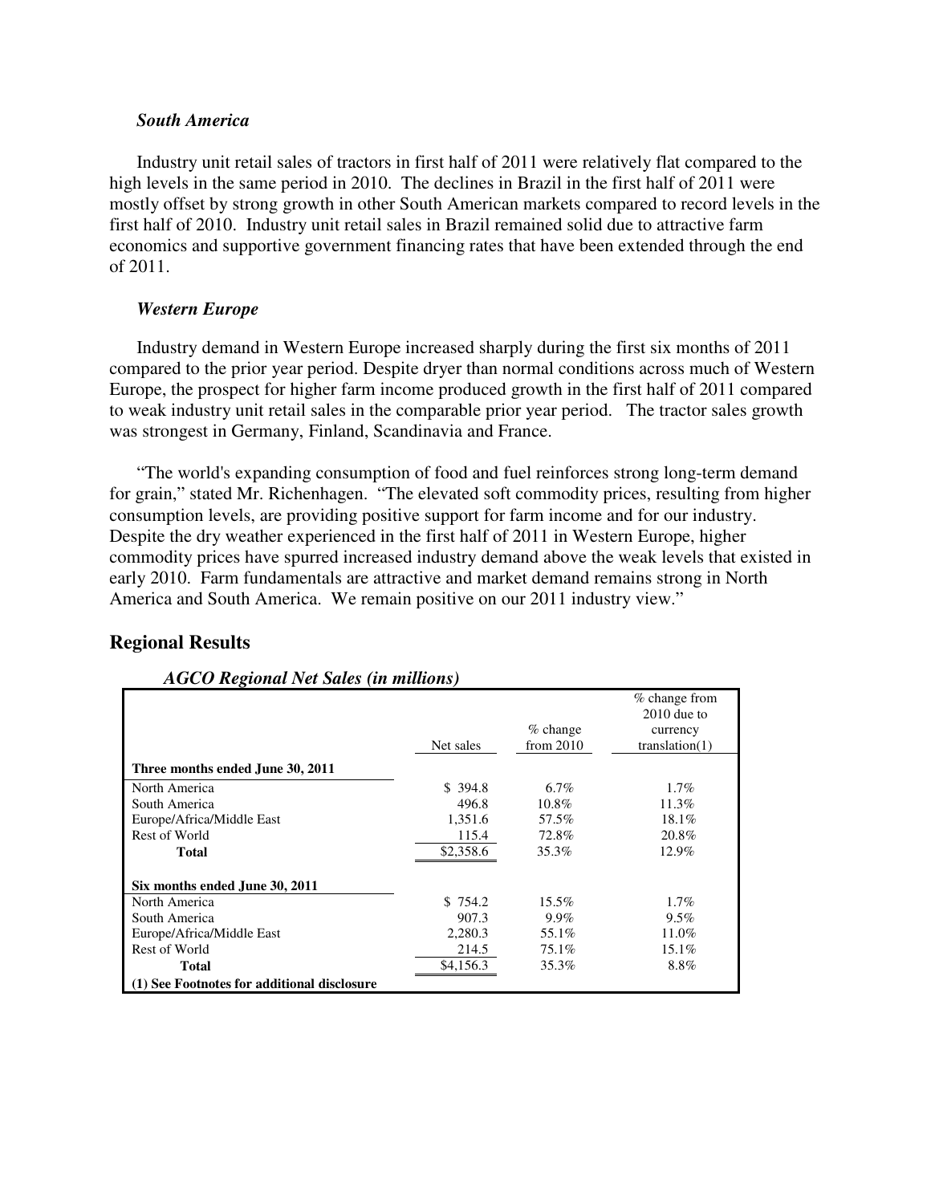### *South America*

Industry unit retail sales of tractors in first half of 2011 were relatively flat compared to the high levels in the same period in 2010. The declines in Brazil in the first half of 2011 were mostly offset by strong growth in other South American markets compared to record levels in the first half of 2010. Industry unit retail sales in Brazil remained solid due to attractive farm economics and supportive government financing rates that have been extended through the end of 2011.

### *Western Europe*

Industry demand in Western Europe increased sharply during the first six months of 2011 compared to the prior year period. Despite dryer than normal conditions across much of Western Europe, the prospect for higher farm income produced growth in the first half of 2011 compared to weak industry unit retail sales in the comparable prior year period. The tractor sales growth was strongest in Germany, Finland, Scandinavia and France.

"The world's expanding consumption of food and fuel reinforces strong long-term demand for grain," stated Mr. Richenhagen. "The elevated soft commodity prices, resulting from higher consumption levels, are providing positive support for farm income and for our industry. Despite the dry weather experienced in the first half of 2011 in Western Europe, higher commodity prices have spurred increased industry demand above the weak levels that existed in early 2010. Farm fundamentals are attractive and market demand remains strong in North America and South America. We remain positive on our 2011 industry view."

## Regional Results

***AGCO Regional Net Sales (in millions)***

| | Net sales | % change from 2010 | % change from 2010 due to currency translation(1) |
|---|---|---|---|
| **Three months ended June 30, 2011** | | | |
| North America | $ 394.8 | 6.7% | 1.7% |
| South America | 496.8 | 10.8% | 11.3% |
| Europe/Africa/Middle East | 1,351.6 | 57.5% | 18.1% |
| Rest of World | 115.4 | 72.8% | 20.8% |
| **Total** | $2,358.6 | 35.3% | 12.9% |
| **Six months ended June 30, 2011** | | | |
| North America | $ 754.2 | 15.5% | 1.7% |
| South America | 907.3 | 9.9% | 9.5% |
| Europe/Africa/Middle East | 2,280.3 | 55.1% | 11.0% |
| Rest of World | 214.5 | 75.1% | 15.1% |
| **Total** | $4,156.3 | 35.3% | 8.8% |

**(1) See Footnotes for additional disclosure**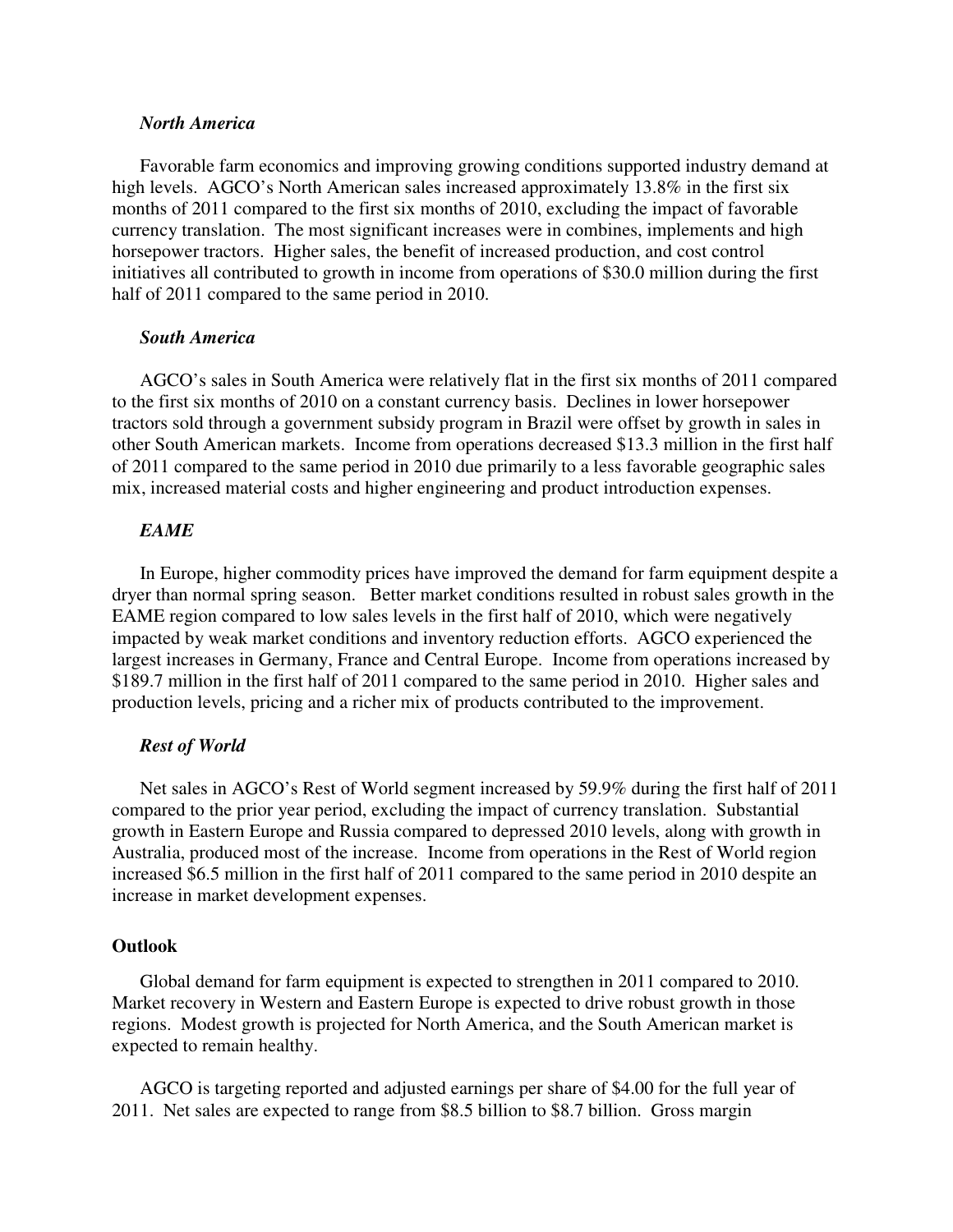*North America*

Favorable farm economics and improving growing conditions supported industry demand at high levels. AGCO's North American sales increased approximately 13.8% in the first six months of 2011 compared to the first six months of 2010, excluding the impact of favorable currency translation. The most significant increases were in combines, implements and high horsepower tractors. Higher sales, the benefit of increased production, and cost control initiatives all contributed to growth in income from operations of $30.0 million during the first half of 2011 compared to the same period in 2010.

*South America*

AGCO's sales in South America were relatively flat in the first six months of 2011 compared to the first six months of 2010 on a constant currency basis. Declines in lower horsepower tractors sold through a government subsidy program in Brazil were offset by growth in sales in other South American markets. Income from operations decreased $13.3 million in the first half of 2011 compared to the same period in 2010 due primarily to a less favorable geographic sales mix, increased material costs and higher engineering and product introduction expenses.

*EAME*

In Europe, higher commodity prices have improved the demand for farm equipment despite a dryer than normal spring season. Better market conditions resulted in robust sales growth in the EAME region compared to low sales levels in the first half of 2010, which were negatively impacted by weak market conditions and inventory reduction efforts. AGCO experienced the largest increases in Germany, France and Central Europe. Income from operations increased by $189.7 million in the first half of 2011 compared to the same period in 2010. Higher sales and production levels, pricing and a richer mix of products contributed to the improvement.

*Rest of World*

Net sales in AGCO's Rest of World segment increased by 59.9% during the first half of 2011 compared to the prior year period, excluding the impact of currency translation. Substantial growth in Eastern Europe and Russia compared to depressed 2010 levels, along with growth in Australia, produced most of the increase. Income from operations in the Rest of World region increased $6.5 million in the first half of 2011 compared to the same period in 2010 despite an increase in market development expenses.

**Outlook**

Global demand for farm equipment is expected to strengthen in 2011 compared to 2010. Market recovery in Western and Eastern Europe is expected to drive robust growth in those regions. Modest growth is projected for North America, and the South American market is expected to remain healthy.

AGCO is targeting reported and adjusted earnings per share of $4.00 for the full year of 2011. Net sales are expected to range from $8.5 billion to $8.7 billion. Gross margin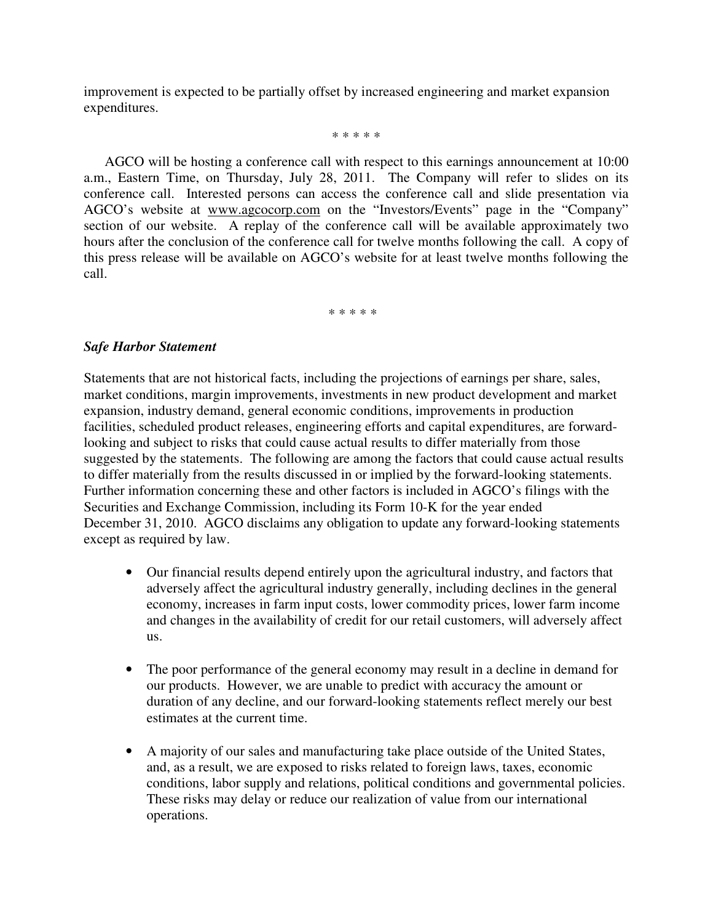improvement is expected to be partially offset by increased engineering and market expansion expenditures.

\* \* \* \* \*

AGCO will be hosting a conference call with respect to this earnings announcement at 10:00 a.m., Eastern Time, on Thursday, July 28, 2011. The Company will refer to slides on its conference call. Interested persons can access the conference call and slide presentation via AGCO's website at www.agcocorp.com on the "Investors/Events" page in the "Company" section of our website. A replay of the conference call will be available approximately two hours after the conclusion of the conference call for twelve months following the call. A copy of this press release will be available on AGCO's website for at least twelve months following the call.

\* \* \* \* \*

***Safe Harbor Statement***

Statements that are not historical facts, including the projections of earnings per share, sales, market conditions, margin improvements, investments in new product development and market expansion, industry demand, general economic conditions, improvements in production facilities, scheduled product releases, engineering efforts and capital expenditures, are forward-looking and subject to risks that could cause actual results to differ materially from those suggested by the statements. The following are among the factors that could cause actual results to differ materially from the results discussed in or implied by the forward-looking statements. Further information concerning these and other factors is included in AGCO's filings with the Securities and Exchange Commission, including its Form 10-K for the year ended December 31, 2010. AGCO disclaims any obligation to update any forward-looking statements except as required by law.

- Our financial results depend entirely upon the agricultural industry, and factors that adversely affect the agricultural industry generally, including declines in the general economy, increases in farm input costs, lower commodity prices, lower farm income and changes in the availability of credit for our retail customers, will adversely affect us.

- The poor performance of the general economy may result in a decline in demand for our products. However, we are unable to predict with accuracy the amount or duration of any decline, and our forward-looking statements reflect merely our best estimates at the current time.

- A majority of our sales and manufacturing take place outside of the United States, and, as a result, we are exposed to risks related to foreign laws, taxes, economic conditions, labor supply and relations, political conditions and governmental policies. These risks may delay or reduce our realization of value from our international operations.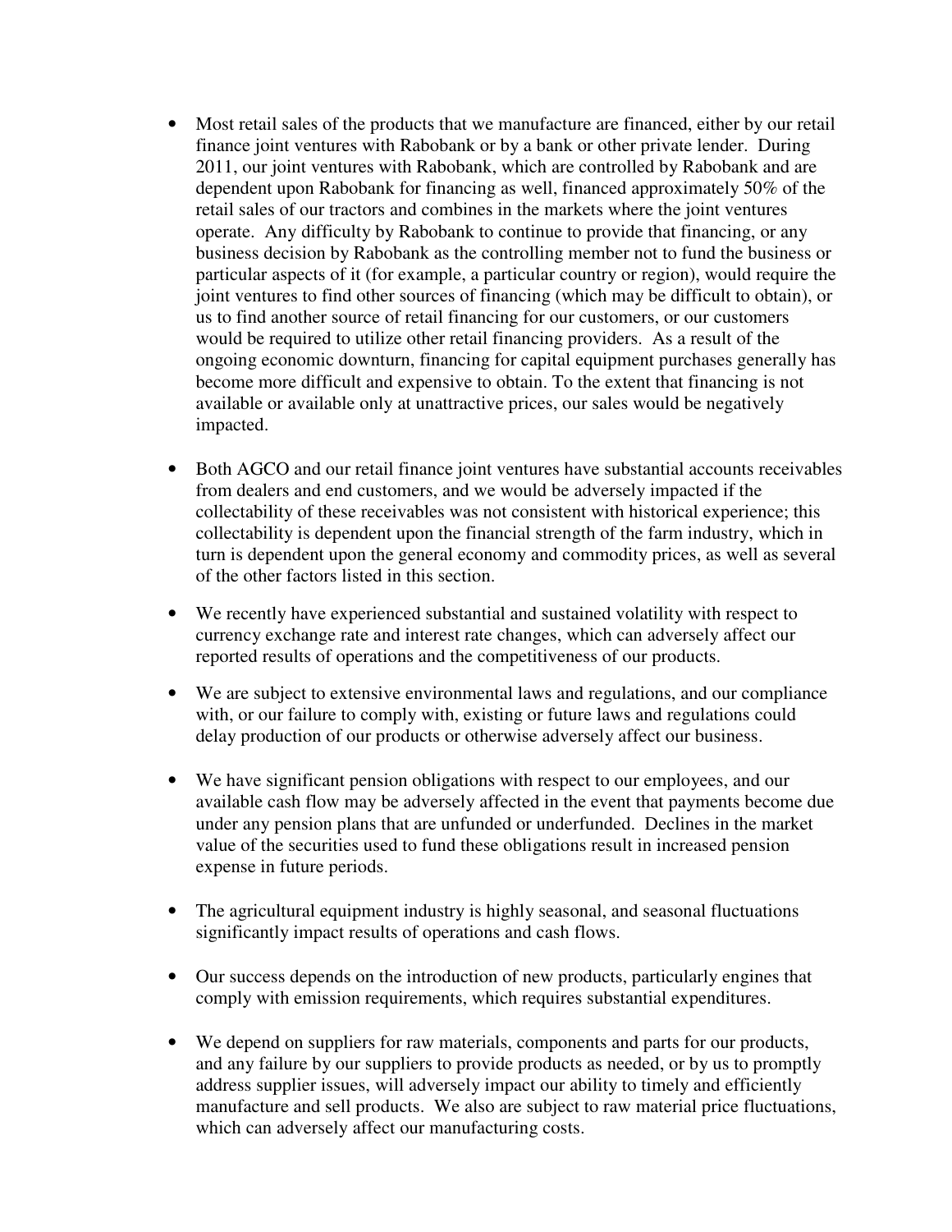- Most retail sales of the products that we manufacture are financed, either by our retail finance joint ventures with Rabobank or by a bank or other private lender. During 2011, our joint ventures with Rabobank, which are controlled by Rabobank and are dependent upon Rabobank for financing as well, financed approximately 50% of the retail sales of our tractors and combines in the markets where the joint ventures operate. Any difficulty by Rabobank to continue to provide that financing, or any business decision by Rabobank as the controlling member not to fund the business or particular aspects of it (for example, a particular country or region), would require the joint ventures to find other sources of financing (which may be difficult to obtain), or us to find another source of retail financing for our customers, or our customers would be required to utilize other retail financing providers. As a result of the ongoing economic downturn, financing for capital equipment purchases generally has become more difficult and expensive to obtain. To the extent that financing is not available or available only at unattractive prices, our sales would be negatively impacted.

- Both AGCO and our retail finance joint ventures have substantial accounts receivables from dealers and end customers, and we would be adversely impacted if the collectability of these receivables was not consistent with historical experience; this collectability is dependent upon the financial strength of the farm industry, which in turn is dependent upon the general economy and commodity prices, as well as several of the other factors listed in this section.

- We recently have experienced substantial and sustained volatility with respect to currency exchange rate and interest rate changes, which can adversely affect our reported results of operations and the competitiveness of our products.

- We are subject to extensive environmental laws and regulations, and our compliance with, or our failure to comply with, existing or future laws and regulations could delay production of our products or otherwise adversely affect our business.

- We have significant pension obligations with respect to our employees, and our available cash flow may be adversely affected in the event that payments become due under any pension plans that are unfunded or underfunded. Declines in the market value of the securities used to fund these obligations result in increased pension expense in future periods.

- The agricultural equipment industry is highly seasonal, and seasonal fluctuations significantly impact results of operations and cash flows.

- Our success depends on the introduction of new products, particularly engines that comply with emission requirements, which requires substantial expenditures.

- We depend on suppliers for raw materials, components and parts for our products, and any failure by our suppliers to provide products as needed, or by us to promptly address supplier issues, will adversely impact our ability to timely and efficiently manufacture and sell products. We also are subject to raw material price fluctuations, which can adversely affect our manufacturing costs.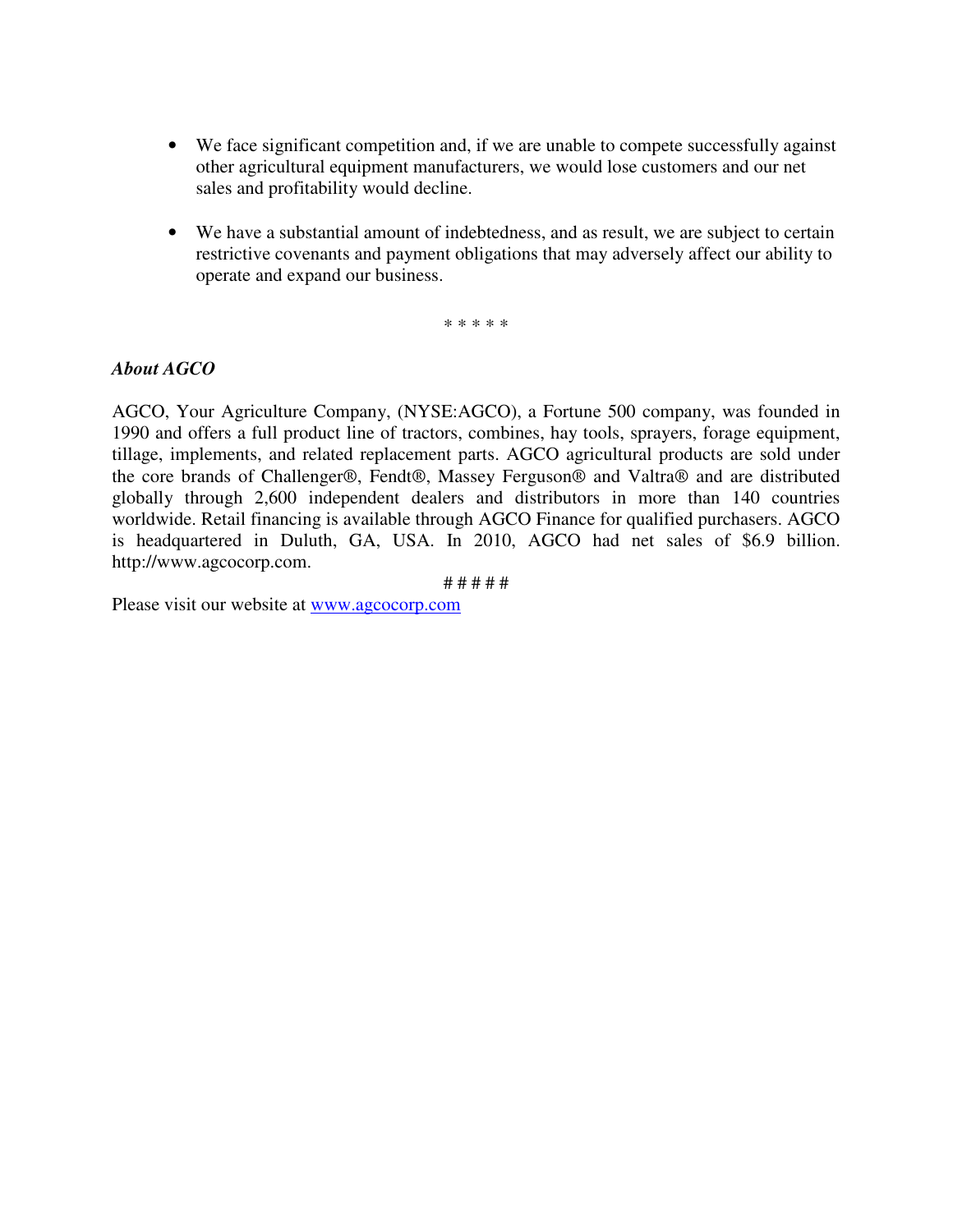- We face significant competition and, if we are unable to compete successfully against other agricultural equipment manufacturers, we would lose customers and our net sales and profitability would decline.

- We have a substantial amount of indebtedness, and as result, we are subject to certain restrictive covenants and payment obligations that may adversely affect our ability to operate and expand our business.

\* \* \* \* \*

***About AGCO***

AGCO, Your Agriculture Company, (NYSE:AGCO), a Fortune 500 company, was founded in 1990 and offers a full product line of tractors, combines, hay tools, sprayers, forage equipment, tillage, implements, and related replacement parts. AGCO agricultural products are sold under the core brands of Challenger®, Fendt®, Massey Ferguson® and Valtra® and are distributed globally through 2,600 independent dealers and distributors in more than 140 countries worldwide. Retail financing is available through AGCO Finance for qualified purchasers. AGCO is headquartered in Duluth, GA, USA. In 2010, AGCO had net sales of $6.9 billion. http://www.agcocorp.com.

\# # # # #

Please visit our website at [www.agcocorp.com](http://www.agcocorp.com)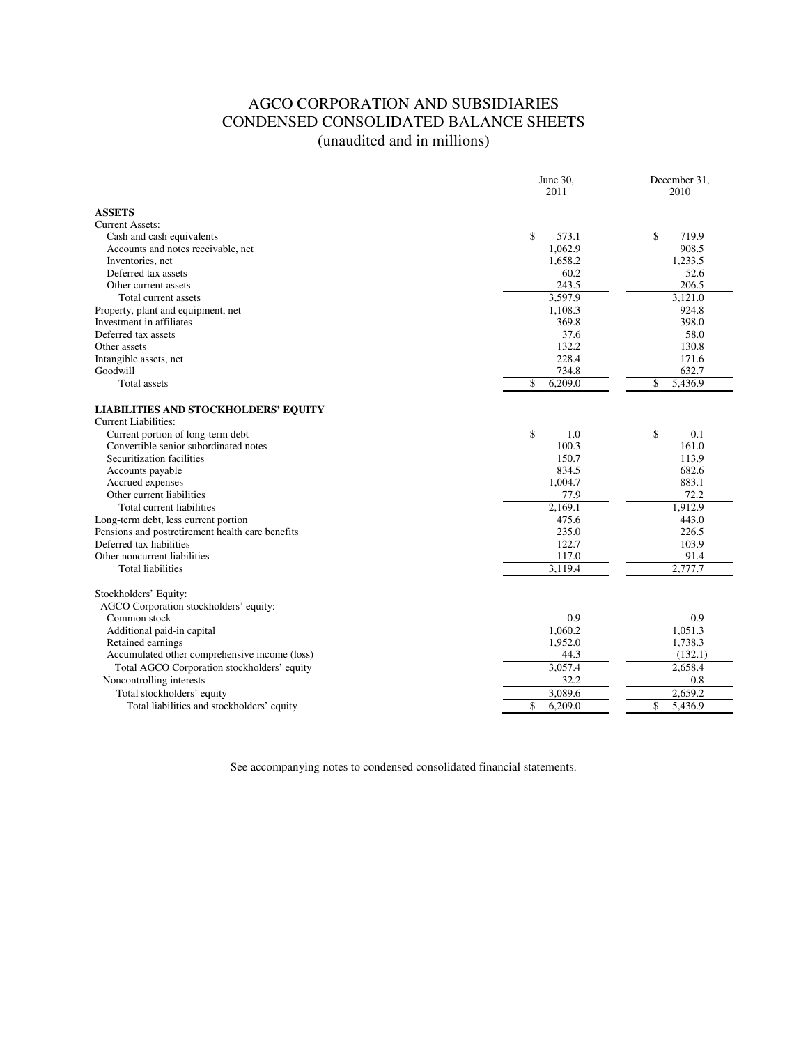# AGCO CORPORATION AND SUBSIDIARIES
## CONDENSED CONSOLIDATED BALANCE SHEETS
### (unaudited and in millions)

| | June 30, 2011 | December 31, 2010 |
|---|---|---|
| **ASSETS** | | |
| Current Assets: | | |
| Cash and cash equivalents | $ 573.1 | $ 719.9 |
| Accounts and notes receivable, net | 1,062.9 | 908.5 |
| Inventories, net | 1,658.2 | 1,233.5 |
| Deferred tax assets | 60.2 | 52.6 |
| Other current assets | 243.5 | 206.5 |
| Total current assets | 3,597.9 | 3,121.0 |
| Property, plant and equipment, net | 1,108.3 | 924.8 |
| Investment in affiliates | 369.8 | 398.0 |
| Deferred tax assets | 37.6 | 58.0 |
| Other assets | 132.2 | 130.8 |
| Intangible assets, net | 228.4 | 171.6 |
| Goodwill | 734.8 | 632.7 |
| Total assets | $ 6,209.0 | $ 5,436.9 |
| **LIABILITIES AND STOCKHOLDERS' EQUITY** | | |
| Current Liabilities: | | |
| Current portion of long-term debt | $ 1.0 | $ 0.1 |
| Convertible senior subordinated notes | 100.3 | 161.0 |
| Securitization facilities | 150.7 | 113.9 |
| Accounts payable | 834.5 | 682.6 |
| Accrued expenses | 1,004.7 | 883.1 |
| Other current liabilities | 77.9 | 72.2 |
| Total current liabilities | 2,169.1 | 1,912.9 |
| Long-term debt, less current portion | 475.6 | 443.0 |
| Pensions and postretirement health care benefits | 235.0 | 226.5 |
| Deferred tax liabilities | 122.7 | 103.9 |
| Other noncurrent liabilities | 117.0 | 91.4 |
| Total liabilities | 3,119.4 | 2,777.7 |
| Stockholders' Equity: | | |
| AGCO Corporation stockholders' equity: | | |
| Common stock | 0.9 | 0.9 |
| Additional paid-in capital | 1,060.2 | 1,051.3 |
| Retained earnings | 1,952.0 | 1,738.3 |
| Accumulated other comprehensive income (loss) | 44.3 | (132.1) |
| Total AGCO Corporation stockholders' equity | 3,057.4 | 2,658.4 |
| Noncontrolling interests | 32.2 | 0.8 |
| Total stockholders' equity | 3,089.6 | 2,659.2 |
| Total liabilities and stockholders' equity | $ 6,209.0 | $ 5,436.9 |

See accompanying notes to condensed consolidated financial statements.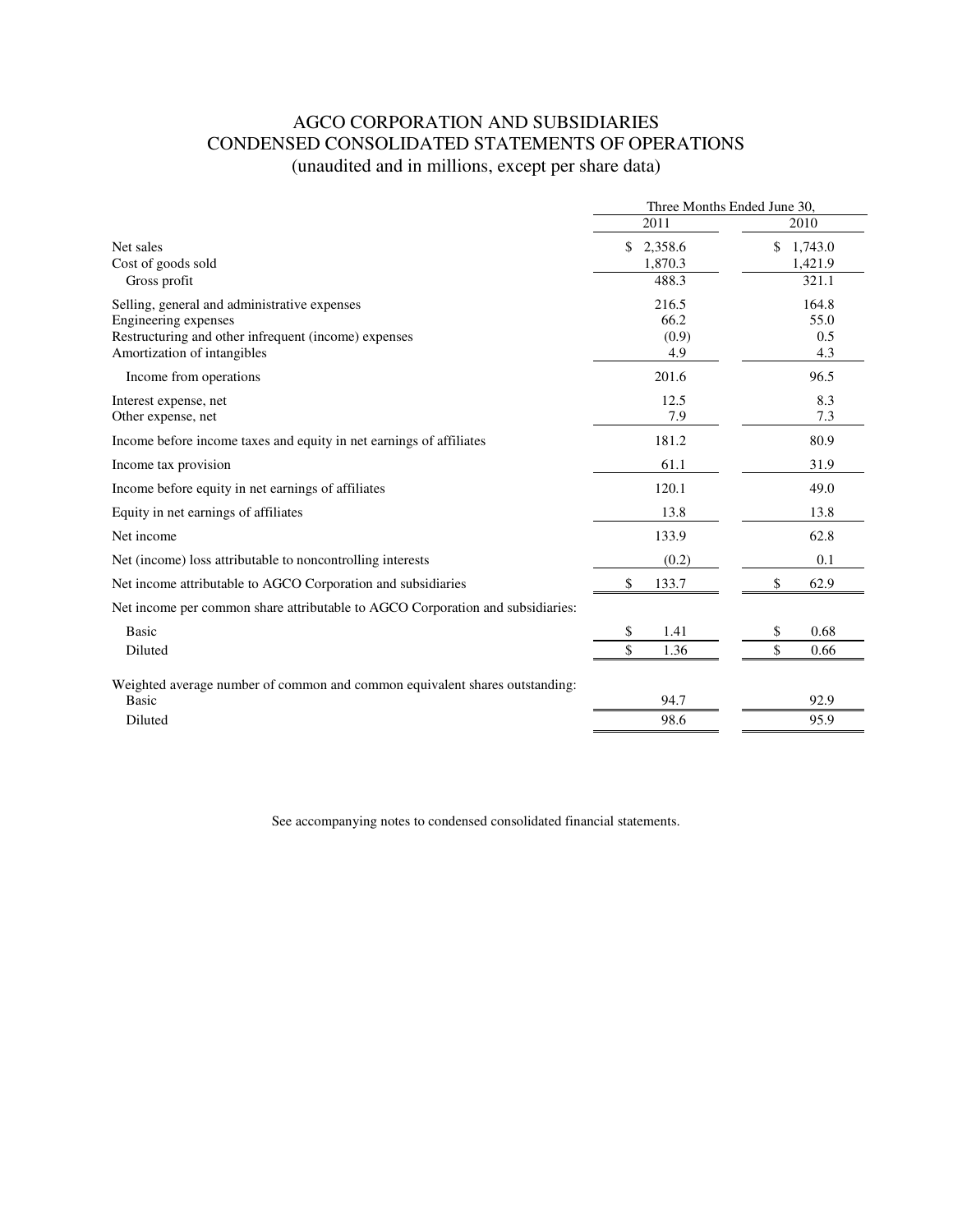# AGCO CORPORATION AND SUBSIDIARIES
## CONDENSED CONSOLIDATED STATEMENTS OF OPERATIONS
(unaudited and in millions, except per share data)

| | Three Months Ended June 30, | |
|---|---|---|
| | 2011 | 2010 |
| Net sales | $ 2,358.6 | $ 1,743.0 |
| Cost of goods sold | 1,870.3 | 1,421.9 |
| Gross profit | 488.3 | 321.1 |
| Selling, general and administrative expenses | 216.5 | 164.8 |
| Engineering expenses | 66.2 | 55.0 |
| Restructuring and other infrequent (income) expenses | (0.9) | 0.5 |
| Amortization of intangibles | 4.9 | 4.3 |
| Income from operations | 201.6 | 96.5 |
| Interest expense, net | 12.5 | 8.3 |
| Other expense, net | 7.9 | 7.3 |
| Income before income taxes and equity in net earnings of affiliates | 181.2 | 80.9 |
| Income tax provision | 61.1 | 31.9 |
| Income before equity in net earnings of affiliates | 120.1 | 49.0 |
| Equity in net earnings of affiliates | 13.8 | 13.8 |
| Net income | 133.9 | 62.8 |
| Net (income) loss attributable to noncontrolling interests | (0.2) | 0.1 |
| Net income attributable to AGCO Corporation and subsidiaries | $ 133.7 | $ 62.9 |
| Net income per common share attributable to AGCO Corporation and subsidiaries: | | |
| Basic | $ 1.41 | $ 0.68 |
| Diluted | $ 1.36 | $ 0.66 |
| Weighted average number of common and common equivalent shares outstanding: | | |
| Basic | 94.7 | 92.9 |
| Diluted | 98.6 | 95.9 |

See accompanying notes to condensed consolidated financial statements.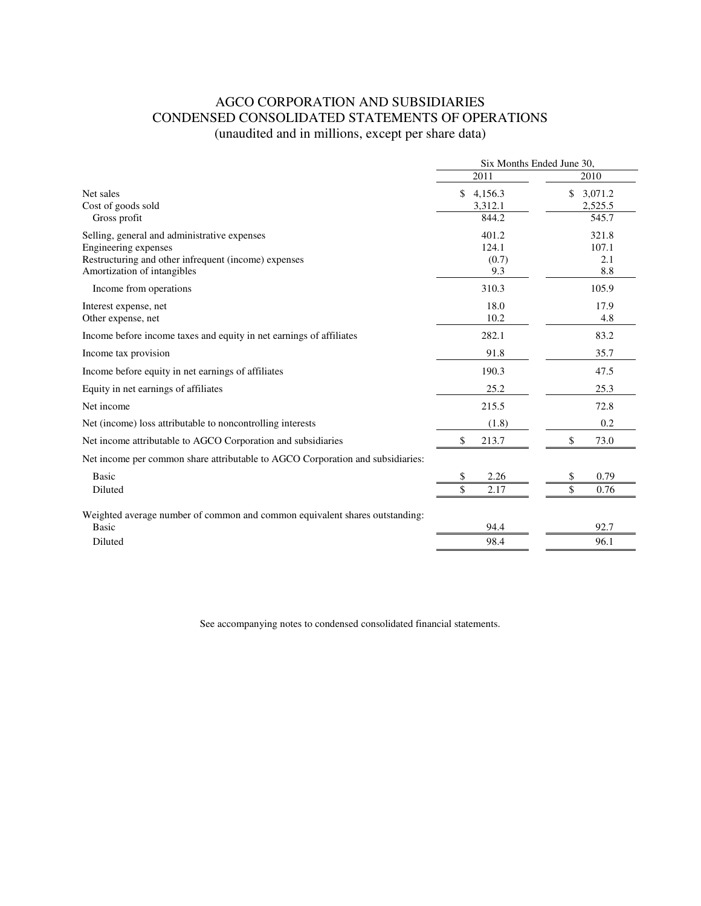# AGCO CORPORATION AND SUBSIDIARIES
## CONDENSED CONSOLIDATED STATEMENTS OF OPERATIONS
### (unaudited and in millions, except per share data)

| | Six Months Ended June 30, | |
|---|---|---|
| | 2011 | 2010 |
| Net sales | $ 4,156.3 | $ 3,071.2 |
| Cost of goods sold | 3,312.1 | 2,525.5 |
| Gross profit | 844.2 | 545.7 |
| Selling, general and administrative expenses | 401.2 | 321.8 |
| Engineering expenses | 124.1 | 107.1 |
| Restructuring and other infrequent (income) expenses | (0.7) | 2.1 |
| Amortization of intangibles | 9.3 | 8.8 |
| Income from operations | 310.3 | 105.9 |
| Interest expense, net | 18.0 | 17.9 |
| Other expense, net | 10.2 | 4.8 |
| Income before income taxes and equity in net earnings of affiliates | 282.1 | 83.2 |
| Income tax provision | 91.8 | 35.7 |
| Income before equity in net earnings of affiliates | 190.3 | 47.5 |
| Equity in net earnings of affiliates | 25.2 | 25.3 |
| Net income | 215.5 | 72.8 |
| Net (income) loss attributable to noncontrolling interests | (1.8) | 0.2 |
| Net income attributable to AGCO Corporation and subsidiaries | $ 213.7 | $ 73.0 |
| Net income per common share attributable to AGCO Corporation and subsidiaries: | | |
| Basic | $ 2.26 | $ 0.79 |
| Diluted | $ 2.17 | $ 0.76 |
| Weighted average number of common and common equivalent shares outstanding: | | |
| Basic | 94.4 | 92.7 |
| Diluted | 98.4 | 96.1 |

See accompanying notes to condensed consolidated financial statements.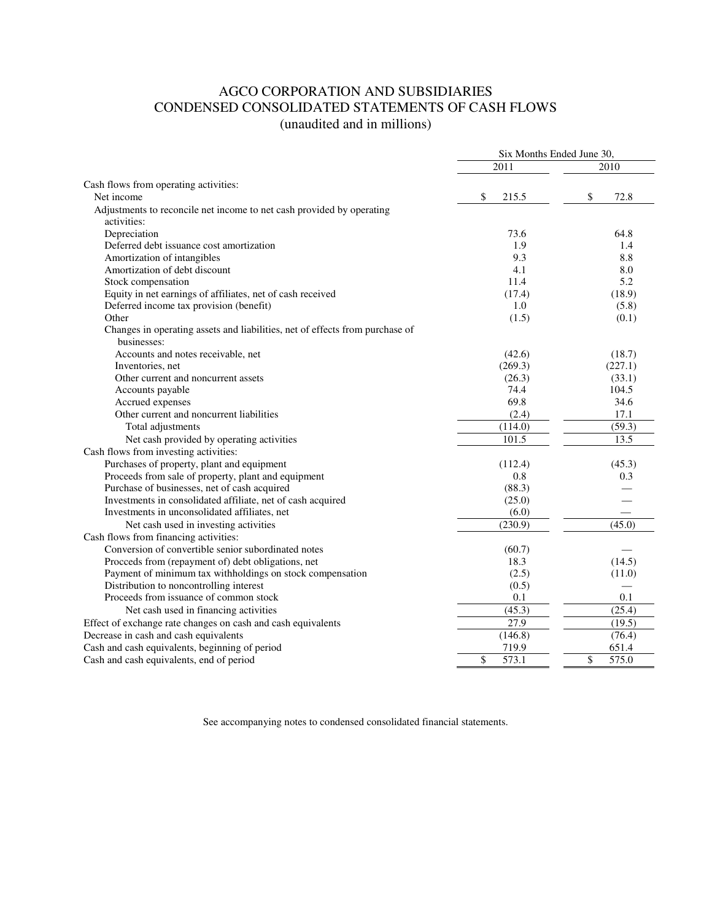# AGCO CORPORATION AND SUBSIDIARIES
## CONDENSED CONSOLIDATED STATEMENTS OF CASH FLOWS
### (unaudited and in millions)

| | Six Months Ended June 30, | |
|---|---|---|
| | 2011 | 2010 |
| Cash flows from operating activities: | | |
| Net income | $ 215.5 | $ 72.8 |
| Adjustments to reconcile net income to net cash provided by operating activities: | | |
| Depreciation | 73.6 | 64.8 |
| Deferred debt issuance cost amortization | 1.9 | 1.4 |
| Amortization of intangibles | 9.3 | 8.8 |
| Amortization of debt discount | 4.1 | 8.0 |
| Stock compensation | 11.4 | 5.2 |
| Equity in net earnings of affiliates, net of cash received | (17.4) | (18.9) |
| Deferred income tax provision (benefit) | 1.0 | (5.8) |
| Other | (1.5) | (0.1) |
| Changes in operating assets and liabilities, net of effects from purchase of businesses: | | |
| Accounts and notes receivable, net | (42.6) | (18.7) |
| Inventories, net | (269.3) | (227.1) |
| Other current and noncurrent assets | (26.3) | (33.1) |
| Accounts payable | 74.4 | 104.5 |
| Accrued expenses | 69.8 | 34.6 |
| Other current and noncurrent liabilities | (2.4) | 17.1 |
| Total adjustments | (114.0) | (59.3) |
| Net cash provided by operating activities | 101.5 | 13.5 |
| Cash flows from investing activities: | | |
| Purchases of property, plant and equipment | (112.4) | (45.3) |
| Proceeds from sale of property, plant and equipment | 0.8 | 0.3 |
| Purchase of businesses, net of cash acquired | (88.3) | — |
| Investments in consolidated affiliate, net of cash acquired | (25.0) | — |
| Investments in unconsolidated affiliates, net | (6.0) | — |
| Net cash used in investing activities | (230.9) | (45.0) |
| Cash flows from financing activities: | | |
| Conversion of convertible senior subordinated notes | (60.7) | — |
| Procceds from (repayment of) debt obligations, net | 18.3 | (14.5) |
| Payment of minimum tax withholdings on stock compensation | (2.5) | (11.0) |
| Distribution to noncontrolling interest | (0.5) | — |
| Proceeds from issuance of common stock | 0.1 | 0.1 |
| Net cash used in financing activities | (45.3) | (25.4) |
| Effect of exchange rate changes on cash and cash equivalents | 27.9 | (19.5) |
| Decrease in cash and cash equivalents | (146.8) | (76.4) |
| Cash and cash equivalents, beginning of period | 719.9 | 651.4 |
| Cash and cash equivalents, end of period | $ 573.1 | $ 575.0 |

See accompanying notes to condensed consolidated financial statements.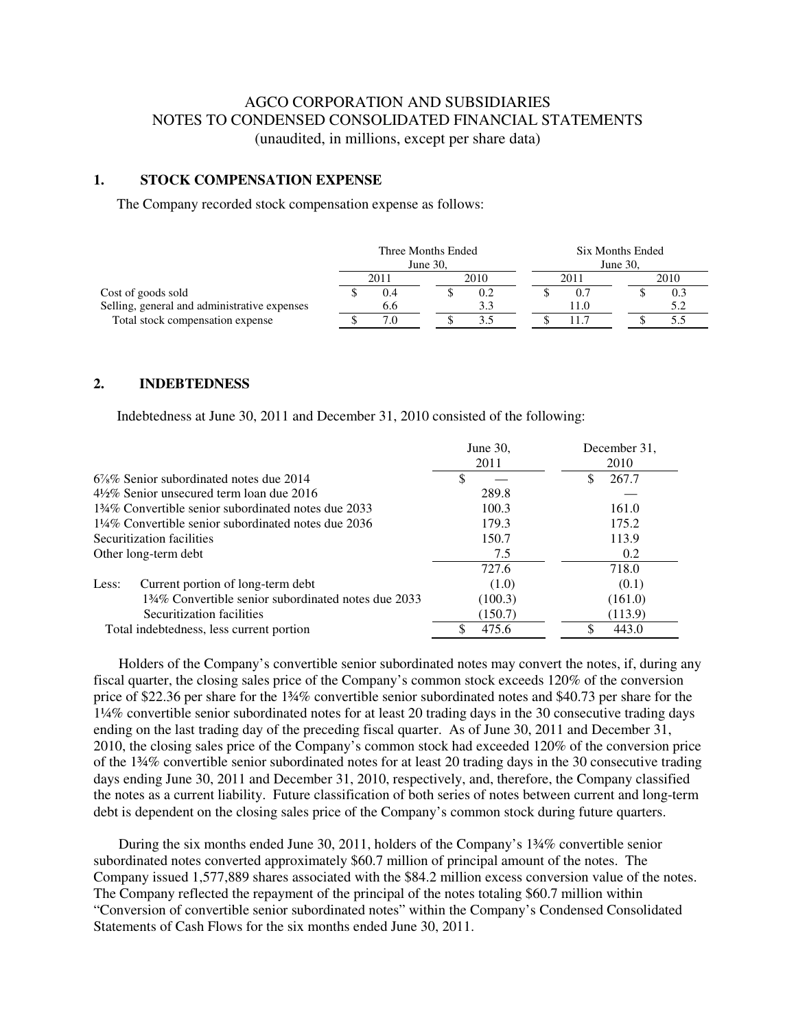AGCO CORPORATION AND SUBSIDIARIES
NOTES TO CONDENSED CONSOLIDATED FINANCIAL STATEMENTS
(unaudited, in millions, except per share data)

## 1. STOCK COMPENSATION EXPENSE

The Company recorded stock compensation expense as follows:

| | Three Months Ended June 30, | | Six Months Ended June 30, | |
|---|---|---|---|---|
| | 2011 | 2010 | 2011 | 2010 |
| Cost of goods sold | $ 0.4 | $ 0.2 | $ 0.7 | $ 0.3 |
| Selling, general and administrative expenses | 6.6 | 3.3 | 11.0 | 5.2 |
| Total stock compensation expense | $ 7.0 | $ 3.5 | $ 11.7 | $ 5.5 |

## 2. INDEBTEDNESS

Indebtedness at June 30, 2011 and December 31, 2010 consisted of the following:

| | June 30, 2011 | December 31, 2010 |
|---|---|---|
| 6⅞% Senior subordinated notes due 2014 | $ — | $ 267.7 |
| 4½% Senior unsecured term loan due 2016 | 289.8 | — |
| 1¾% Convertible senior subordinated notes due 2033 | 100.3 | 161.0 |
| 1¼% Convertible senior subordinated notes due 2036 | 179.3 | 175.2 |
| Securitization facilities | 150.7 | 113.9 |
| Other long-term debt | 7.5 | 0.2 |
| | 727.6 | 718.0 |
| Less: Current portion of long-term debt | (1.0) | (0.1) |
| 1¾% Convertible senior subordinated notes due 2033 | (100.3) | (161.0) |
| Securitization facilities | (150.7) | (113.9) |
| Total indebtedness, less current portion | $ 475.6 | $ 443.0 |

Holders of the Company's convertible senior subordinated notes may convert the notes, if, during any fiscal quarter, the closing sales price of the Company's common stock exceeds 120% of the conversion price of $22.36 per share for the 1¾% convertible senior subordinated notes and $40.73 per share for the 1¼% convertible senior subordinated notes for at least 20 trading days in the 30 consecutive trading days ending on the last trading day of the preceding fiscal quarter. As of June 30, 2011 and December 31, 2010, the closing sales price of the Company's common stock had exceeded 120% of the conversion price of the 1¾% convertible senior subordinated notes for at least 20 trading days in the 30 consecutive trading days ending June 30, 2011 and December 31, 2010, respectively, and, therefore, the Company classified the notes as a current liability. Future classification of both series of notes between current and long-term debt is dependent on the closing sales price of the Company's common stock during future quarters.

During the six months ended June 30, 2011, holders of the Company's 1¾% convertible senior subordinated notes converted approximately $60.7 million of principal amount of the notes. The Company issued 1,577,889 shares associated with the $84.2 million excess conversion value of the notes. The Company reflected the repayment of the principal of the notes totaling $60.7 million within "Conversion of convertible senior subordinated notes" within the Company's Condensed Consolidated Statements of Cash Flows for the six months ended June 30, 2011.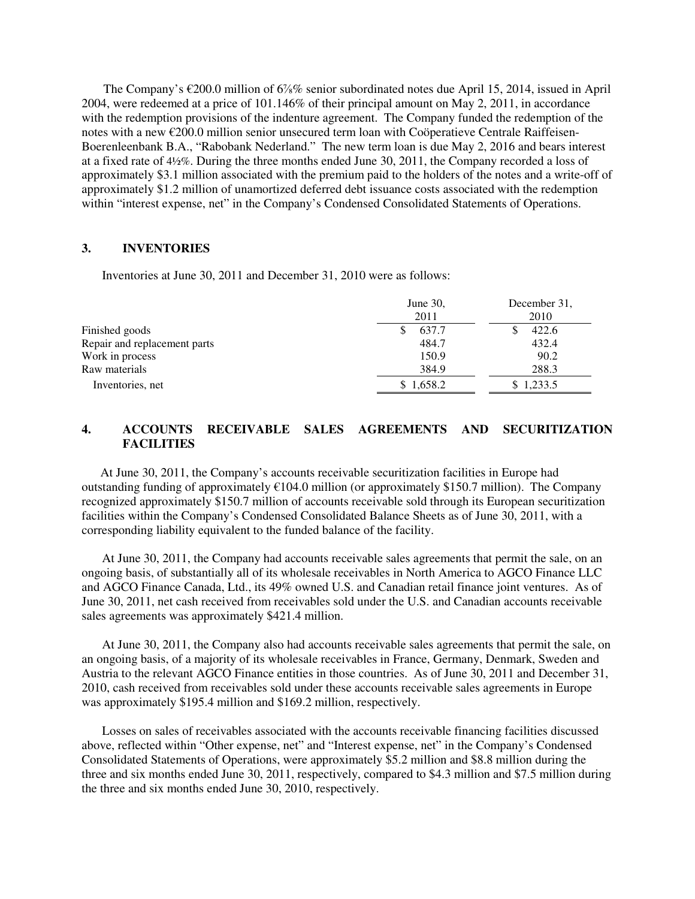The Company's €200.0 million of 6⅞% senior subordinated notes due April 15, 2014, issued in April 2004, were redeemed at a price of 101.146% of their principal amount on May 2, 2011, in accordance with the redemption provisions of the indenture agreement. The Company funded the redemption of the notes with a new €200.0 million senior unsecured term loan with Coöperatieve Centrale Raiffeisen-Boerenleenbank B.A., "Rabobank Nederland." The new term loan is due May 2, 2016 and bears interest at a fixed rate of 4½%. During the three months ended June 30, 2011, the Company recorded a loss of approximately $3.1 million associated with the premium paid to the holders of the notes and a write-off of approximately $1.2 million of unamortized deferred debt issuance costs associated with the redemption within "interest expense, net" in the Company's Condensed Consolidated Statements of Operations.

## 3. INVENTORIES

Inventories at June 30, 2011 and December 31, 2010 were as follows:

| | June 30, 2011 | December 31, 2010 |
|---|---|---|
| Finished goods | $ 637.7 | $ 422.6 |
| Repair and replacement parts | 484.7 | 432.4 |
| Work in process | 150.9 | 90.2 |
| Raw materials | 384.9 | 288.3 |
| Inventories, net | $ 1,658.2 | $ 1,233.5 |

## 4. ACCOUNTS RECEIVABLE SALES AGREEMENTS AND SECURITIZATION FACILITIES

At June 30, 2011, the Company's accounts receivable securitization facilities in Europe had outstanding funding of approximately €104.0 million (or approximately $150.7 million). The Company recognized approximately $150.7 million of accounts receivable sold through its European securitization facilities within the Company's Condensed Consolidated Balance Sheets as of June 30, 2011, with a corresponding liability equivalent to the funded balance of the facility.

At June 30, 2011, the Company had accounts receivable sales agreements that permit the sale, on an ongoing basis, of substantially all of its wholesale receivables in North America to AGCO Finance LLC and AGCO Finance Canada, Ltd., its 49% owned U.S. and Canadian retail finance joint ventures. As of June 30, 2011, net cash received from receivables sold under the U.S. and Canadian accounts receivable sales agreements was approximately $421.4 million.

At June 30, 2011, the Company also had accounts receivable sales agreements that permit the sale, on an ongoing basis, of a majority of its wholesale receivables in France, Germany, Denmark, Sweden and Austria to the relevant AGCO Finance entities in those countries. As of June 30, 2011 and December 31, 2010, cash received from receivables sold under these accounts receivable sales agreements in Europe was approximately $195.4 million and $169.2 million, respectively.

Losses on sales of receivables associated with the accounts receivable financing facilities discussed above, reflected within "Other expense, net" and "Interest expense, net" in the Company's Condensed Consolidated Statements of Operations, were approximately $5.2 million and $8.8 million during the three and six months ended June 30, 2011, respectively, compared to $4.3 million and $7.5 million during the three and six months ended June 30, 2010, respectively.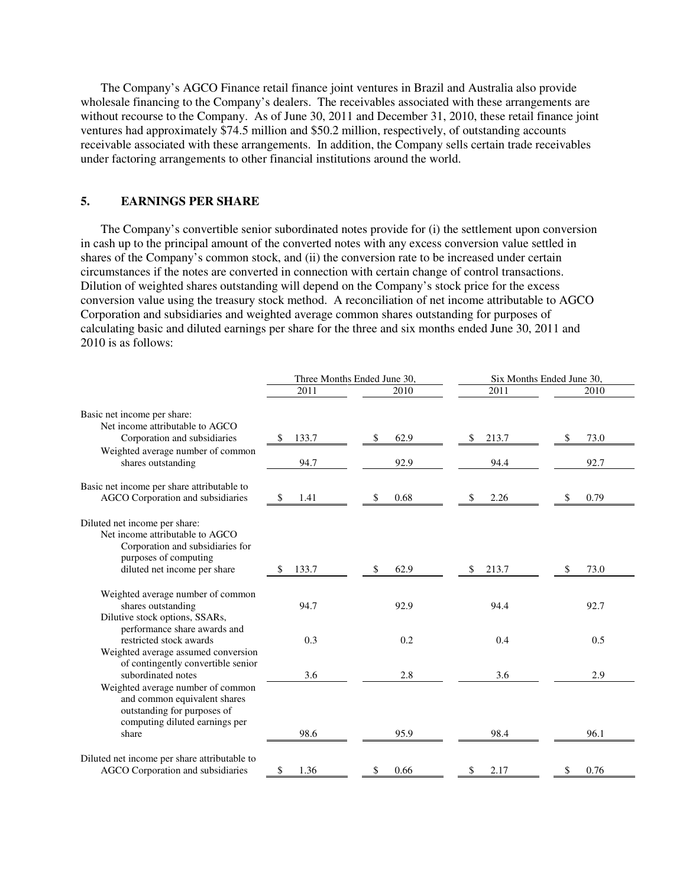The Company's AGCO Finance retail finance joint ventures in Brazil and Australia also provide wholesale financing to the Company's dealers. The receivables associated with these arrangements are without recourse to the Company. As of June 30, 2011 and December 31, 2010, these retail finance joint ventures had approximately $74.5 million and $50.2 million, respectively, of outstanding accounts receivable associated with these arrangements. In addition, the Company sells certain trade receivables under factoring arrangements to other financial institutions around the world.

## 5. EARNINGS PER SHARE

The Company's convertible senior subordinated notes provide for (i) the settlement upon conversion in cash up to the principal amount of the converted notes with any excess conversion value settled in shares of the Company's common stock, and (ii) the conversion rate to be increased under certain circumstances if the notes are converted in connection with certain change of control transactions. Dilution of weighted shares outstanding will depend on the Company's stock price for the excess conversion value using the treasury stock method. A reconciliation of net income attributable to AGCO Corporation and subsidiaries and weighted average common shares outstanding for purposes of calculating basic and diluted earnings per share for the three and six months ended June 30, 2011 and 2010 is as follows:

| | Three Months Ended June 30, | | Six Months Ended June 30, | |
|---|---|---|---|---|
| | 2011 | 2010 | 2011 | 2010 |
| Basic net income per share: | | | | |
| Net income attributable to AGCO Corporation and subsidiaries | $ 133.7 | $ 62.9 | $ 213.7 | $ 73.0 |
| Weighted average number of common shares outstanding | 94.7 | 92.9 | 94.4 | 92.7 |
| Basic net income per share attributable to AGCO Corporation and subsidiaries | $ 1.41 | $ 0.68 | $ 2.26 | $ 0.79 |
| Diluted net income per share: | | | | |
| Net income attributable to AGCO Corporation and subsidiaries for purposes of computing diluted net income per share | $ 133.7 | $ 62.9 | $ 213.7 | $ 73.0 |
| Weighted average number of common shares outstanding | 94.7 | 92.9 | 94.4 | 92.7 |
| Dilutive stock options, SSARs, performance share awards and restricted stock awards | 0.3 | 0.2 | 0.4 | 0.5 |
| Weighted average assumed conversion of contingently convertible senior subordinated notes | 3.6 | 2.8 | 3.6 | 2.9 |
| Weighted average number of common and common equivalent shares outstanding for purposes of computing diluted earnings per share | 98.6 | 95.9 | 98.4 | 96.1 |
| Diluted net income per share attributable to AGCO Corporation and subsidiaries | $ 1.36 | $ 0.66 | $ 2.17 | $ 0.76 |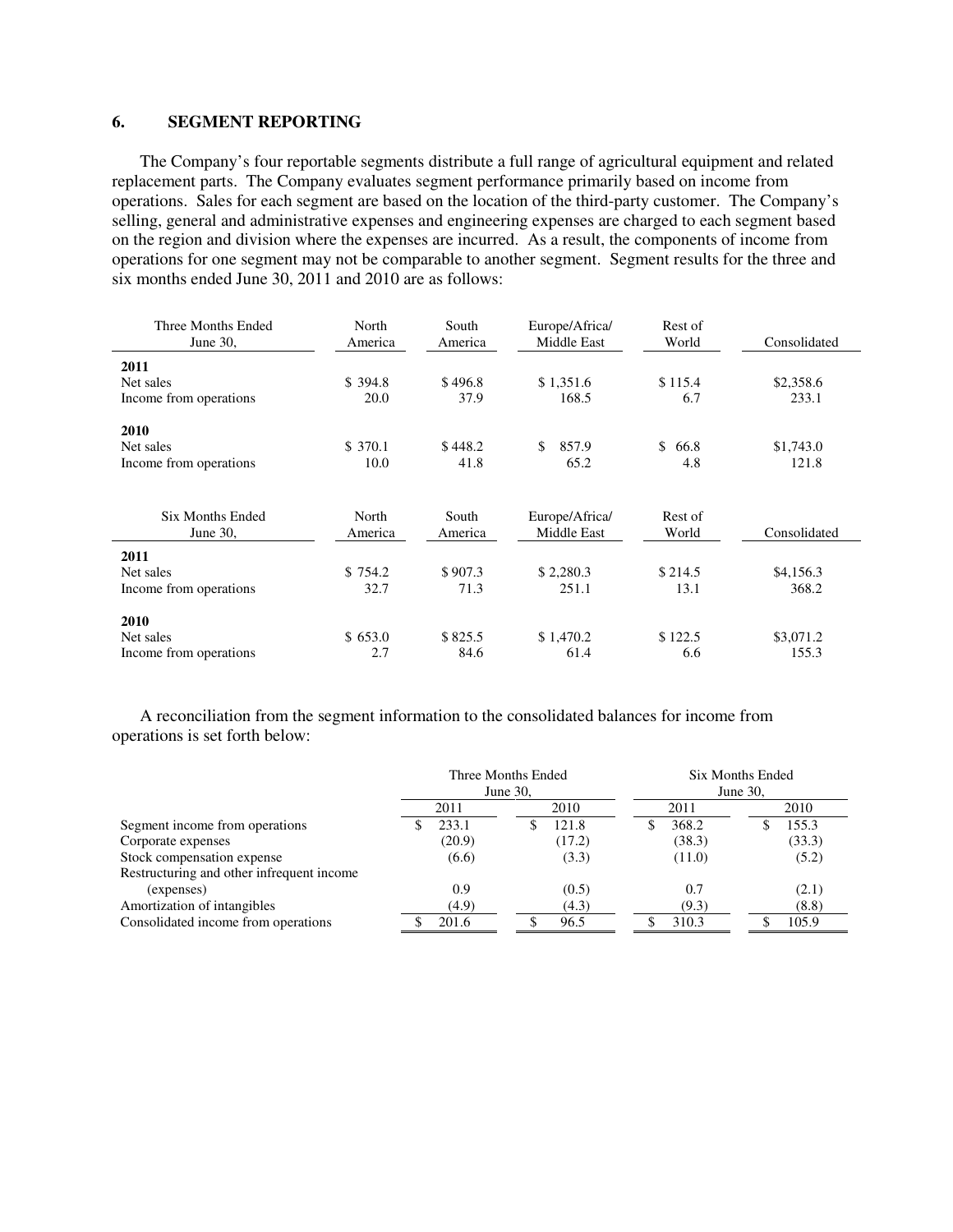## 6. SEGMENT REPORTING

The Company's four reportable segments distribute a full range of agricultural equipment and related replacement parts. The Company evaluates segment performance primarily based on income from operations. Sales for each segment are based on the location of the third-party customer. The Company's selling, general and administrative expenses and engineering expenses are charged to each segment based on the region and division where the expenses are incurred. As a result, the components of income from operations for one segment may not be comparable to another segment. Segment results for the three and six months ended June 30, 2011 and 2010 are as follows:

| Three Months Ended June 30, | North America | South America | Europe/Africa/ Middle East | Rest of World | Consolidated |
|---|---|---|---|---|---|
| **2011** | | | | | |
| Net sales | $ 394.8 | $ 496.8 | $ 1,351.6 | $ 115.4 | $2,358.6 |
| Income from operations | 20.0 | 37.9 | 168.5 | 6.7 | 233.1 |
| **2010** | | | | | |
| Net sales | $ 370.1 | $ 448.2 | $ 857.9 | $ 66.8 | $1,743.0 |
| Income from operations | 10.0 | 41.8 | 65.2 | 4.8 | 121.8 |

| Six Months Ended June 30, | North America | South America | Europe/Africa/ Middle East | Rest of World | Consolidated |
|---|---|---|---|---|---|
| **2011** | | | | | |
| Net sales | $ 754.2 | $ 907.3 | $ 2,280.3 | $ 214.5 | $4,156.3 |
| Income from operations | 32.7 | 71.3 | 251.1 | 13.1 | 368.2 |
| **2010** | | | | | |
| Net sales | $ 653.0 | $ 825.5 | $ 1,470.2 | $ 122.5 | $3,071.2 |
| Income from operations | 2.7 | 84.6 | 61.4 | 6.6 | 155.3 |

A reconciliation from the segment information to the consolidated balances for income from operations is set forth below:

| | Three Months Ended June 30, | | Six Months Ended June 30, | |
|---|---|---|---|---|
| | 2011 | 2010 | 2011 | 2010 |
| Segment income from operations | $ 233.1 | $ 121.8 | $ 368.2 | $ 155.3 |
| Corporate expenses | (20.9) | (17.2) | (38.3) | (33.3) |
| Stock compensation expense | (6.6) | (3.3) | (11.0) | (5.2) |
| Restructuring and other infrequent income (expenses) | 0.9 | (0.5) | 0.7 | (2.1) |
| Amortization of intangibles | (4.9) | (4.3) | (9.3) | (8.8) |
| Consolidated income from operations | $ 201.6 | $ 96.5 | $ 310.3 | $ 105.9 |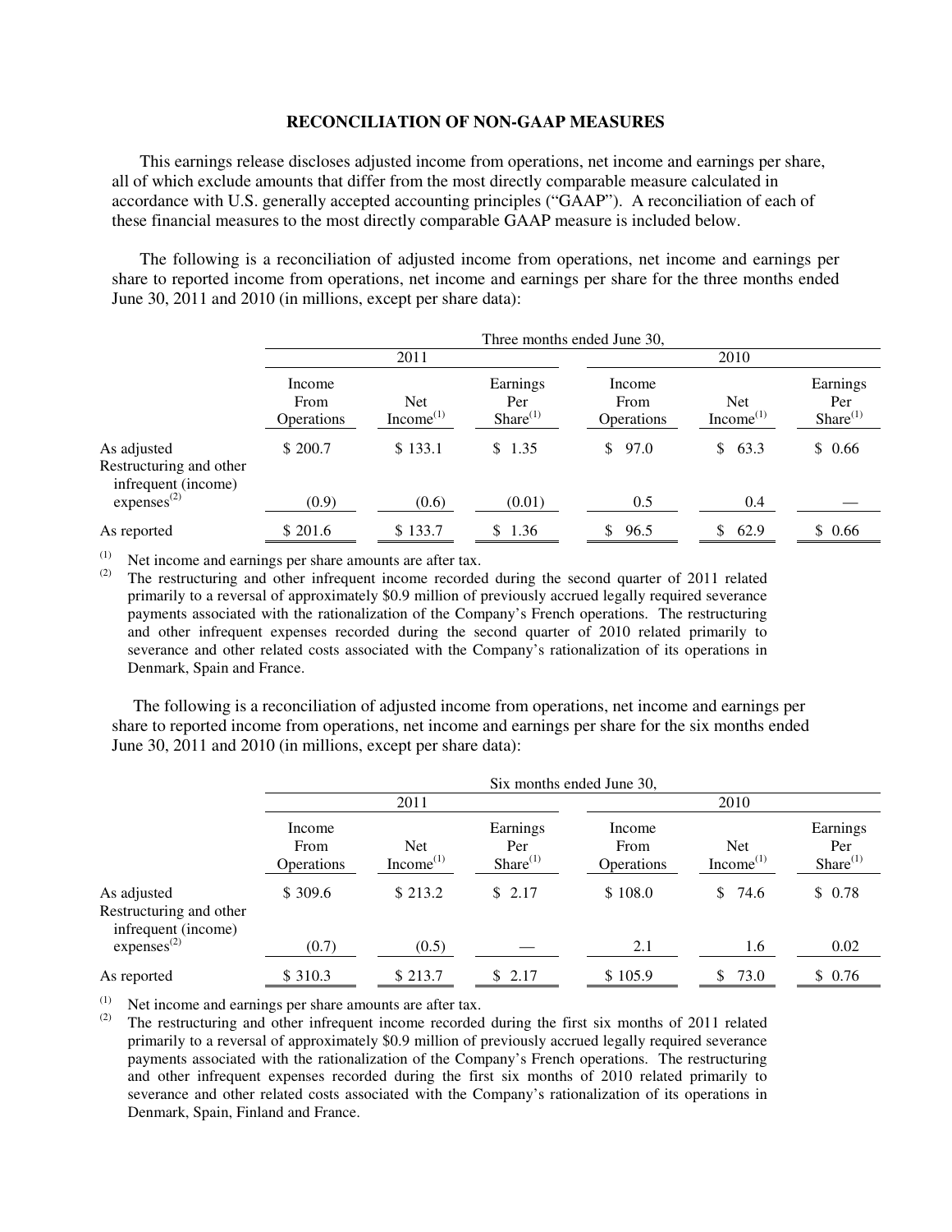## RECONCILIATION OF NON-GAAP MEASURES

This earnings release discloses adjusted income from operations, net income and earnings per share, all of which exclude amounts that differ from the most directly comparable measure calculated in accordance with U.S. generally accepted accounting principles ("GAAP"). A reconciliation of each of these financial measures to the most directly comparable GAAP measure is included below.

The following is a reconciliation of adjusted income from operations, net income and earnings per share to reported income from operations, net income and earnings per share for the three months ended June 30, 2011 and 2010 (in millions, except per share data):

| | Three months ended June 30, | | | | | |
|---|---|---|---|---|---|---|
| | 2011 | | | 2010 | | |
| | Income From Operations | Net Income[(1)] | Earnings Per Share[(1)] | Income From Operations | Net Income[(1)] | Earnings Per Share[(1)] |
| As adjusted | $ 200.7 | $ 133.1 | $ 1.35 | $ 97.0 | $ 63.3 | $ 0.66 |
| Restructuring and other infrequent (income) expenses[(2)] | (0.9) | (0.6) | (0.01) | 0.5 | 0.4 | — |
| As reported | $ 201.6 | $ 133.7 | $ 1.36 | $ 96.5 | $ 62.9 | $ 0.66 |

(1) Net income and earnings per share amounts are after tax.

(2) The restructuring and other infrequent income recorded during the second quarter of 2011 related primarily to a reversal of approximately $0.9 million of previously accrued legally required severance payments associated with the rationalization of the Company's French operations. The restructuring and other infrequent expenses recorded during the second quarter of 2010 related primarily to severance and other related costs associated with the Company's rationalization of its operations in Denmark, Spain and France.

The following is a reconciliation of adjusted income from operations, net income and earnings per share to reported income from operations, net income and earnings per share for the six months ended June 30, 2011 and 2010 (in millions, except per share data):

| | Six months ended June 30, | | | | | |
|---|---|---|---|---|---|---|
| | 2011 | | | 2010 | | |
| | Income From Operations | Net Income[(1)] | Earnings Per Share[(1)] | Income From Operations | Net Income[(1)] | Earnings Per Share[(1)] |
| As adjusted | $ 309.6 | $ 213.2 | $ 2.17 | $ 108.0 | $ 74.6 | $ 0.78 |
| Restructuring and other infrequent (income) expenses[(2)] | (0.7) | (0.5) | — | 2.1 | 1.6 | 0.02 |
| As reported | $ 310.3 | $ 213.7 | $ 2.17 | $ 105.9 | $ 73.0 | $ 0.76 |

(1) Net income and earnings per share amounts are after tax.

(2) The restructuring and other infrequent income recorded during the first six months of 2011 related primarily to a reversal of approximately $0.9 million of previously accrued legally required severance payments associated with the rationalization of the Company's French operations. The restructuring and other infrequent expenses recorded during the first six months of 2010 related primarily to severance and other related costs associated with the Company's rationalization of its operations in Denmark, Spain, Finland and France.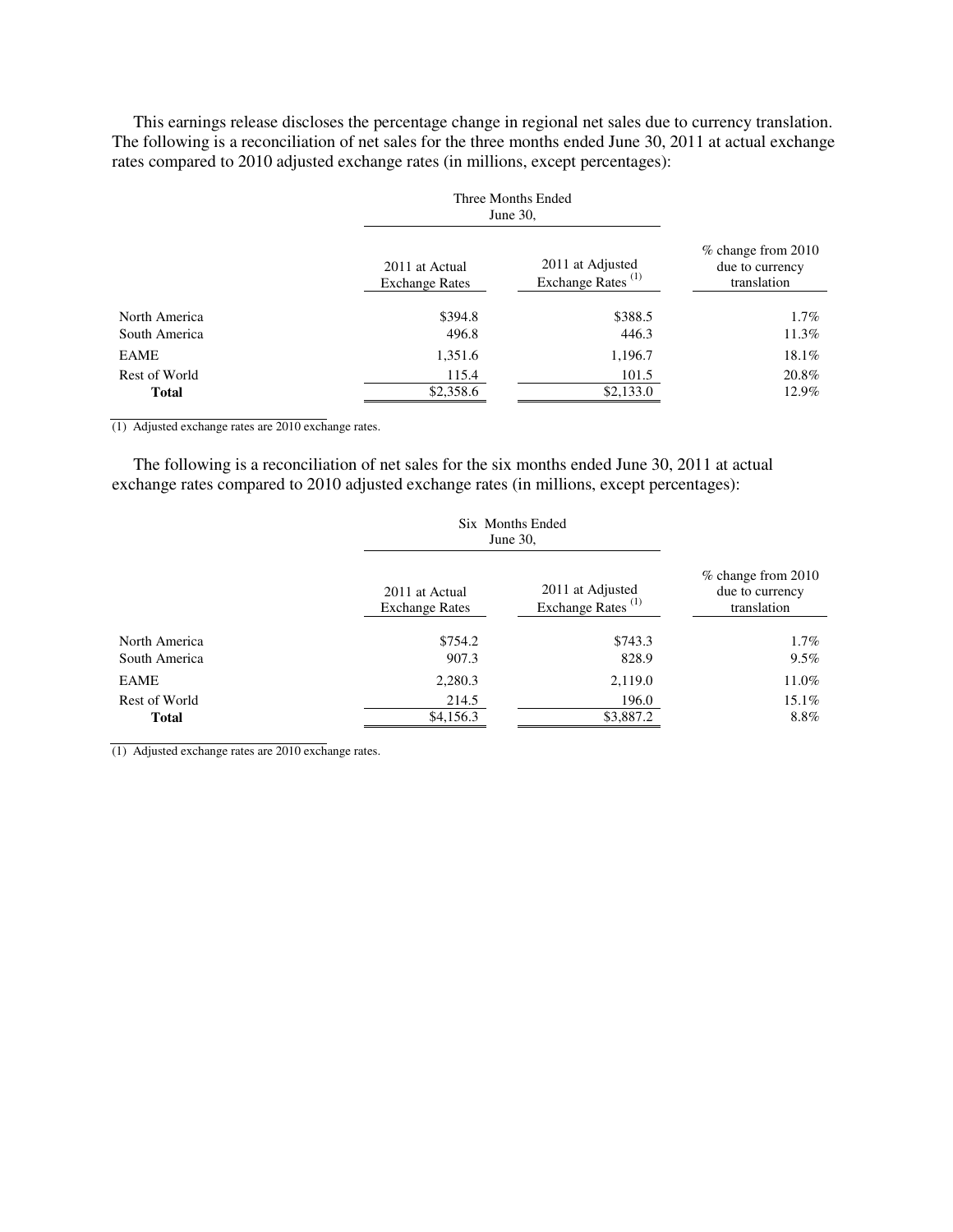This earnings release discloses the percentage change in regional net sales due to currency translation. The following is a reconciliation of net sales for the three months ended June 30, 2011 at actual exchange rates compared to 2010 adjusted exchange rates (in millions, except percentages):

| | Three Months Ended June 30, | | |
|---|---|---|---|
| | 2011 at Actual Exchange Rates | 2011 at Adjusted Exchange Rates [(1)] | % change from 2010 due to currency translation |
| North America | $394.8 | $388.5 | 1.7% |
| South America | 496.8 | 446.3 | 11.3% |
| EAME | 1,351.6 | 1,196.7 | 18.1% |
| Rest of World | 115.4 | 101.5 | 20.8% |
| **Total** | $2,358.6 | $2,133.0 | 12.9% |

(1) Adjusted exchange rates are 2010 exchange rates.

The following is a reconciliation of net sales for the six months ended June 30, 2011 at actual exchange rates compared to 2010 adjusted exchange rates (in millions, except percentages):

| | Six Months Ended June 30, | | |
|---|---|---|---|
| | 2011 at Actual Exchange Rates | 2011 at Adjusted Exchange Rates [(1)] | % change from 2010 due to currency translation |
| North America | $754.2 | $743.3 | 1.7% |
| South America | 907.3 | 828.9 | 9.5% |
| EAME | 2,280.3 | 2,119.0 | 11.0% |
| Rest of World | 214.5 | 196.0 | 15.1% |
| **Total** | $4,156.3 | $3,887.2 | 8.8% |

(1) Adjusted exchange rates are 2010 exchange rates.